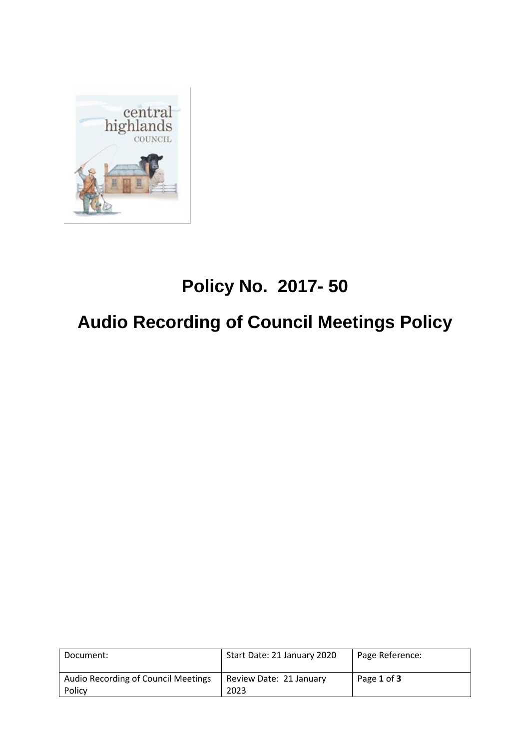# Policy No. 2017- 50

# Audio Recording of Council Meetings Policy

| Document: | Start Date: 21 January 2020 | Page Reference: |
| --- | --- | --- |
| Audio Recording of Council Meetings Policy | Review Date: 21 January 2023 | Page **1** of **3** |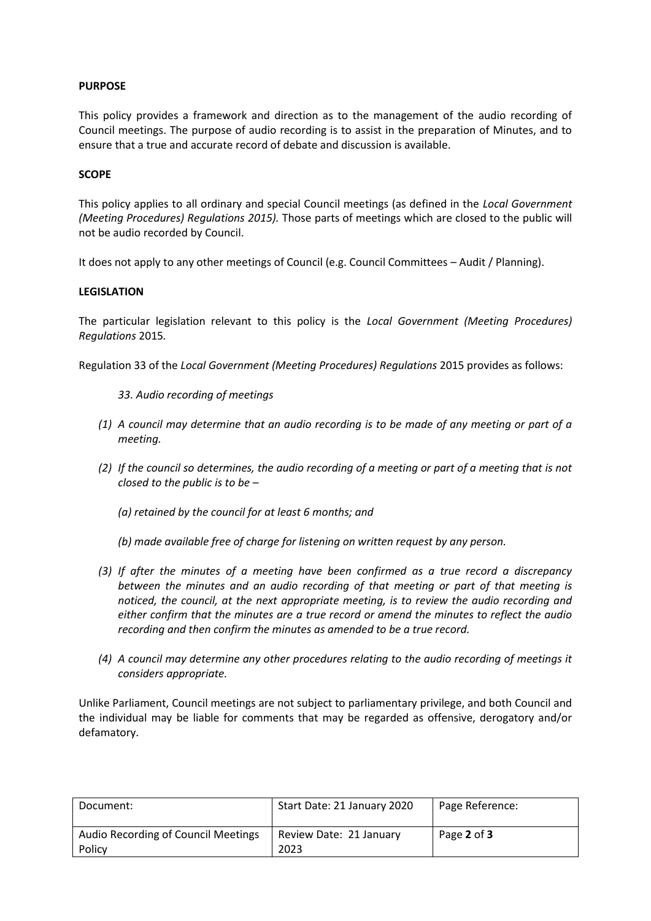**PURPOSE**

This policy provides a framework and direction as to the management of the audio recording of Council meetings. The purpose of audio recording is to assist in the preparation of Minutes, and to ensure that a true and accurate record of debate and discussion is available.

**SCOPE**

This policy applies to all ordinary and special Council meetings (as defined in the *Local Government (Meeting Procedures) Regulations 2015).* Those parts of meetings which are closed to the public will not be audio recorded by Council.

It does not apply to any other meetings of Council (e.g. Council Committees – Audit / Planning).

**LEGISLATION**

The particular legislation relevant to this policy is the *Local Government (Meeting Procedures) Regulations* 2015.

Regulation 33 of the *Local Government (Meeting Procedures) Regulations* 2015 provides as follows:

*33. Audio recording of meetings*

*(1) A council may determine that an audio recording is to be made of any meeting or part of a meeting.*

*(2) If the council so determines, the audio recording of a meeting or part of a meeting that is not closed to the public is to be –*

*(a) retained by the council for at least 6 months; and*

*(b) made available free of charge for listening on written request by any person.*

*(3) If after the minutes of a meeting have been confirmed as a true record a discrepancy between the minutes and an audio recording of that meeting or part of that meeting is noticed, the council, at the next appropriate meeting, is to review the audio recording and either confirm that the minutes are a true record or amend the minutes to reflect the audio recording and then confirm the minutes as amended to be a true record.*

*(4) A council may determine any other procedures relating to the audio recording of meetings it considers appropriate.*

Unlike Parliament, Council meetings are not subject to parliamentary privilege, and both Council and the individual may be liable for comments that may be regarded as offensive, derogatory and/or defamatory.

| Document: | Start Date: 21 January 2020 | Page Reference: |
|---|---|---|
| Audio Recording of Council Meetings Policy | Review Date: 21 January 2023 | Page **2** of **3** |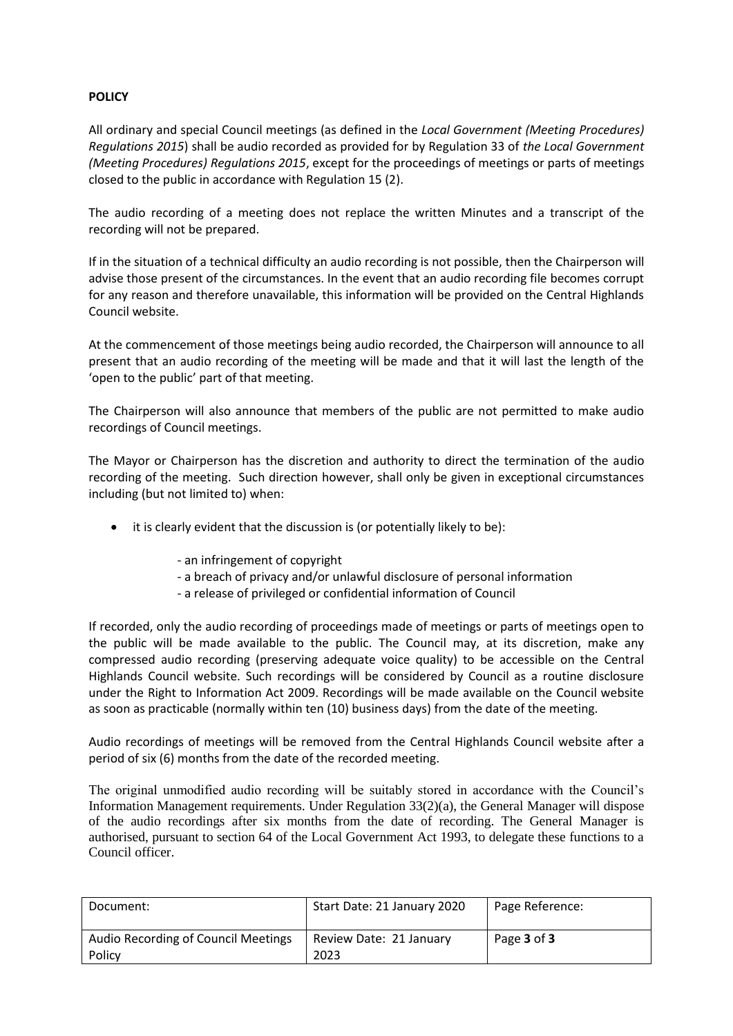**POLICY**

All ordinary and special Council meetings (as defined in the *Local Government (Meeting Procedures) Regulations 2015*) shall be audio recorded as provided for by Regulation 33 of *the Local Government (Meeting Procedures) Regulations 2015*, except for the proceedings of meetings or parts of meetings closed to the public in accordance with Regulation 15 (2).

The audio recording of a meeting does not replace the written Minutes and a transcript of the recording will not be prepared.

If in the situation of a technical difficulty an audio recording is not possible, then the Chairperson will advise those present of the circumstances. In the event that an audio recording file becomes corrupt for any reason and therefore unavailable, this information will be provided on the Central Highlands Council website.

At the commencement of those meetings being audio recorded, the Chairperson will announce to all present that an audio recording of the meeting will be made and that it will last the length of the 'open to the public' part of that meeting.

The Chairperson will also announce that members of the public are not permitted to make audio recordings of Council meetings.

The Mayor or Chairperson has the discretion and authority to direct the termination of the audio recording of the meeting. Such direction however, shall only be given in exceptional circumstances including (but not limited to) when:

- it is clearly evident that the discussion is (or potentially likely to be):
  - an infringement of copyright
  - a breach of privacy and/or unlawful disclosure of personal information
  - a release of privileged or confidential information of Council

If recorded, only the audio recording of proceedings made of meetings or parts of meetings open to the public will be made available to the public. The Council may, at its discretion, make any compressed audio recording (preserving adequate voice quality) to be accessible on the Central Highlands Council website. Such recordings will be considered by Council as a routine disclosure under the Right to Information Act 2009. Recordings will be made available on the Council website as soon as practicable (normally within ten (10) business days) from the date of the meeting.

Audio recordings of meetings will be removed from the Central Highlands Council website after a period of six (6) months from the date of the recorded meeting.

The original unmodified audio recording will be suitably stored in accordance with the Council's Information Management requirements. Under Regulation 33(2)(a), the General Manager will dispose of the audio recordings after six months from the date of recording. The General Manager is authorised, pursuant to section 64 of the Local Government Act 1993, to delegate these functions to a Council officer.